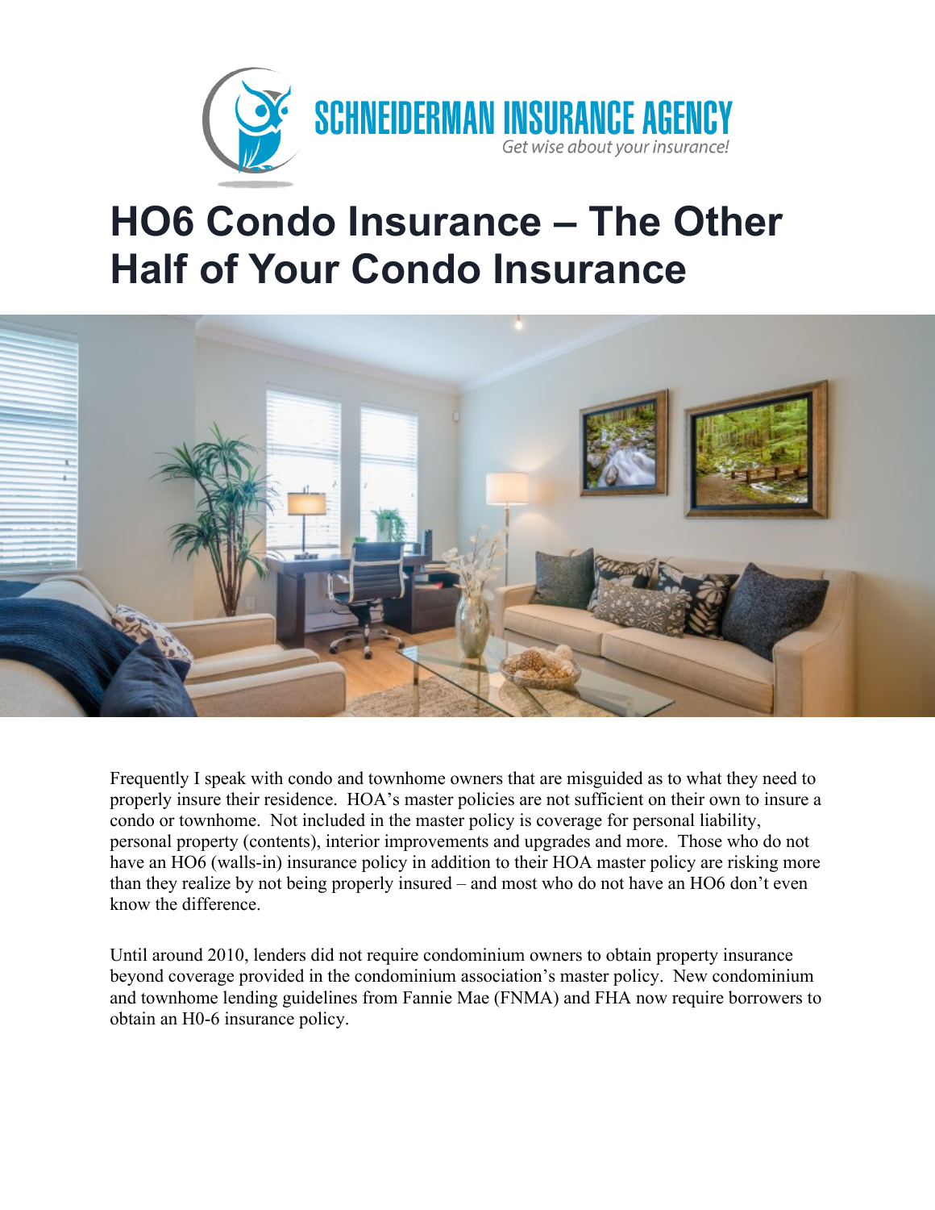SCHNEIDERMAN INSURANCE AGENCY

*Get wise about your insurance!*

# HO6 Condo Insurance – The Other Half of Your Condo Insurance

Frequently I speak with condo and townhome owners that are misguided as to what they need to properly insure their residence. HOA's master policies are not sufficient on their own to insure a condo or townhome. Not included in the master policy is coverage for personal liability, personal property (contents), interior improvements and upgrades and more. Those who do not have an HO6 (walls-in) insurance policy in addition to their HOA master policy are risking more than they realize by not being properly insured – and most who do not have an HO6 don't even know the difference.

Until around 2010, lenders did not require condominium owners to obtain property insurance beyond coverage provided in the condominium association's master policy. New condominium and townhome lending guidelines from Fannie Mae (FNMA) and FHA now require borrowers to obtain an H0-6 insurance policy.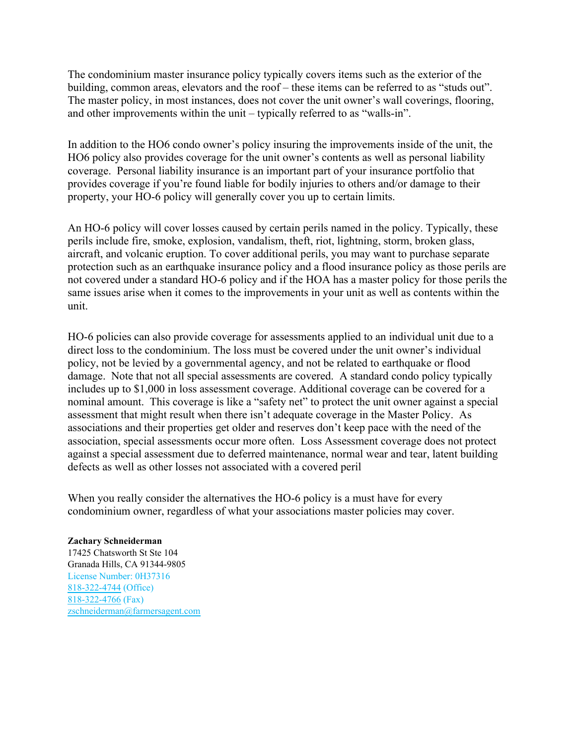The condominium master insurance policy typically covers items such as the exterior of the building, common areas, elevators and the roof – these items can be referred to as "studs out". The master policy, in most instances, does not cover the unit owner's wall coverings, flooring, and other improvements within the unit – typically referred to as "walls-in".

In addition to the HO6 condo owner's policy insuring the improvements inside of the unit, the HO6 policy also provides coverage for the unit owner's contents as well as personal liability coverage. Personal liability insurance is an important part of your insurance portfolio that provides coverage if you're found liable for bodily injuries to others and/or damage to their property, your HO-6 policy will generally cover you up to certain limits.

An HO-6 policy will cover losses caused by certain perils named in the policy. Typically, these perils include fire, smoke, explosion, vandalism, theft, riot, lightning, storm, broken glass, aircraft, and volcanic eruption. To cover additional perils, you may want to purchase separate protection such as an earthquake insurance policy and a flood insurance policy as those perils are not covered under a standard HO-6 policy and if the HOA has a master policy for those perils the same issues arise when it comes to the improvements in your unit as well as contents within the unit.

HO-6 policies can also provide coverage for assessments applied to an individual unit due to a direct loss to the condominium. The loss must be covered under the unit owner's individual policy, not be levied by a governmental agency, and not be related to earthquake or flood damage. Note that not all special assessments are covered. A standard condo policy typically includes up to $1,000 in loss assessment coverage. Additional coverage can be covered for a nominal amount. This coverage is like a "safety net" to protect the unit owner against a special assessment that might result when there isn't adequate coverage in the Master Policy. As associations and their properties get older and reserves don't keep pace with the need of the association, special assessments occur more often. Loss Assessment coverage does not protect against a special assessment due to deferred maintenance, normal wear and tear, latent building defects as well as other losses not associated with a covered peril

When you really consider the alternatives the HO-6 policy is a must have for every condominium owner, regardless of what your associations master policies may cover.

**Zachary Schneiderman**
17425 Chatsworth St Ste 104
Granada Hills, CA 91344-9805
License Number: 0H37316
818-322-4744 (Office)
818-322-4766 (Fax)
zschneiderman@farmersagent.com